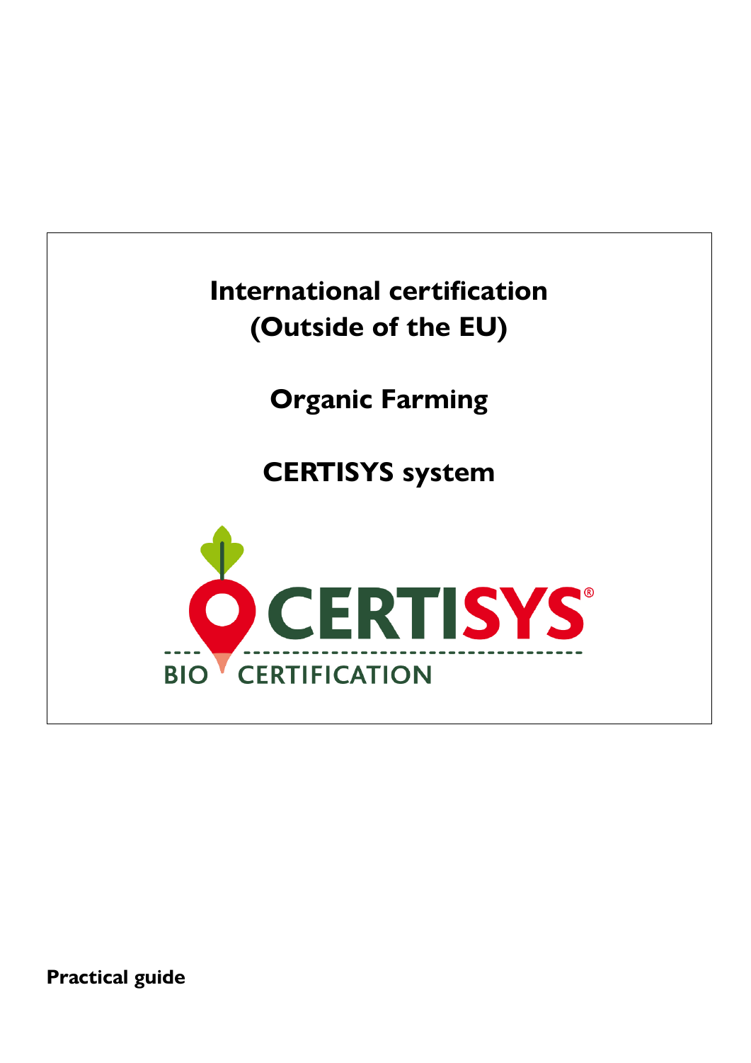# International certification (Outside of the EU)

## Organic Farming

## CERTISYS system

CERTISYS®

BIO CERTIFICATION

**Practical guide**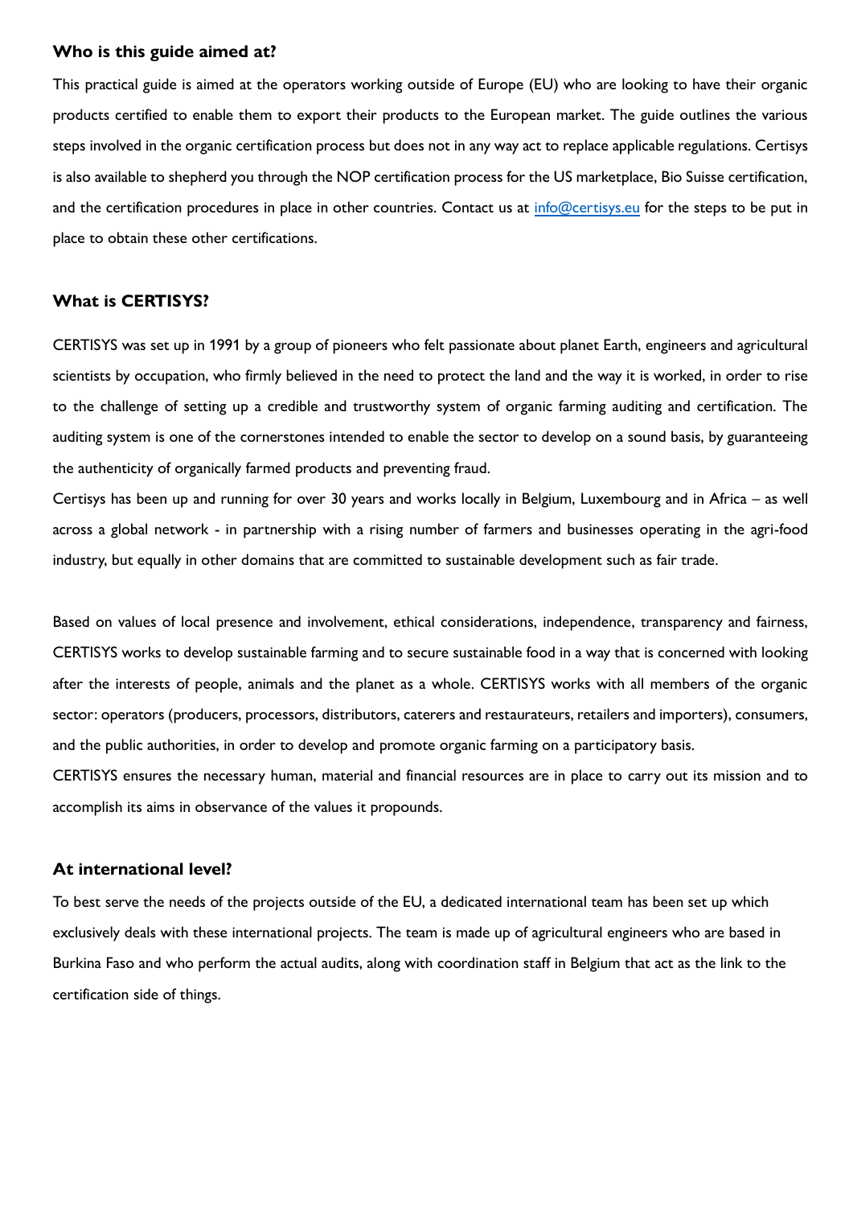## Who is this guide aimed at?

This practical guide is aimed at the operators working outside of Europe (EU) who are looking to have their organic products certified to enable them to export their products to the European market. The guide outlines the various steps involved in the organic certification process but does not in any way act to replace applicable regulations. Certisys is also available to shepherd you through the NOP certification process for the US marketplace, Bio Suisse certification, and the certification procedures in place in other countries. Contact us at [info@certisys.eu](mailto:info@certisys.eu) for the steps to be put in place to obtain these other certifications.

## What is CERTISYS?

CERTISYS was set up in 1991 by a group of pioneers who felt passionate about planet Earth, engineers and agricultural scientists by occupation, who firmly believed in the need to protect the land and the way it is worked, in order to rise to the challenge of setting up a credible and trustworthy system of organic farming auditing and certification. The auditing system is one of the cornerstones intended to enable the sector to develop on a sound basis, by guaranteeing the authenticity of organically farmed products and preventing fraud.

Certisys has been up and running for over 30 years and works locally in Belgium, Luxembourg and in Africa – as well across a global network - in partnership with a rising number of farmers and businesses operating in the agri-food industry, but equally in other domains that are committed to sustainable development such as fair trade.

Based on values of local presence and involvement, ethical considerations, independence, transparency and fairness, CERTISYS works to develop sustainable farming and to secure sustainable food in a way that is concerned with looking after the interests of people, animals and the planet as a whole. CERTISYS works with all members of the organic sector: operators (producers, processors, distributors, caterers and restaurateurs, retailers and importers), consumers, and the public authorities, in order to develop and promote organic farming on a participatory basis.

CERTISYS ensures the necessary human, material and financial resources are in place to carry out its mission and to accomplish its aims in observance of the values it propounds.

## At international level?

To best serve the needs of the projects outside of the EU, a dedicated international team has been set up which exclusively deals with these international projects. The team is made up of agricultural engineers who are based in Burkina Faso and who perform the actual audits, along with coordination staff in Belgium that act as the link to the certification side of things.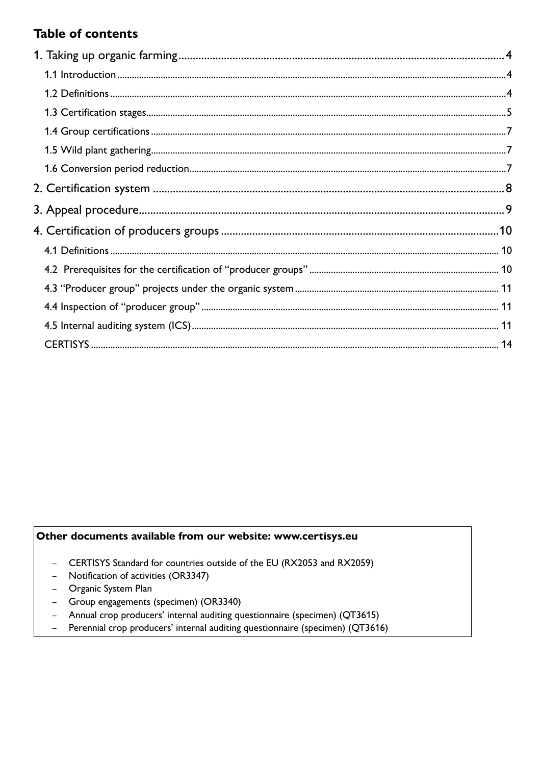**Table of contents**

1. Taking up organic farming ..... 4
   - 1.1 Introduction ..... 4
   - 1.2 Definitions ..... 4
   - 1.3 Certification stages ..... 5
   - 1.4 Group certifications ..... 7
   - 1.5 Wild plant gathering ..... 7
   - 1.6 Conversion period reduction ..... 7
2. Certification system ..... 8
3. Appeal procedure ..... 9
4. Certification of producers groups ..... 10
   - 4.1 Definitions ..... 10
   - 4.2 Prerequisites for the certification of "producer groups" ..... 10
   - 4.3 "Producer group" projects under the organic system ..... 11
   - 4.4 Inspection of "producer group" ..... 11
   - 4.5 Internal auditing system (ICS) ..... 11
   - CERTISYS ..... 14

**Other documents available from our website: www.certisys.eu**

- CERTISYS Standard for countries outside of the EU (RX2053 and RX2059)
- Notification of activities (OR3347)
- Organic System Plan
- Group engagements (specimen) (OR3340)
- Annual crop producers' internal auditing questionnaire (specimen) (QT3615)
- Perennial crop producers' internal auditing questionnaire (specimen) (QT3616)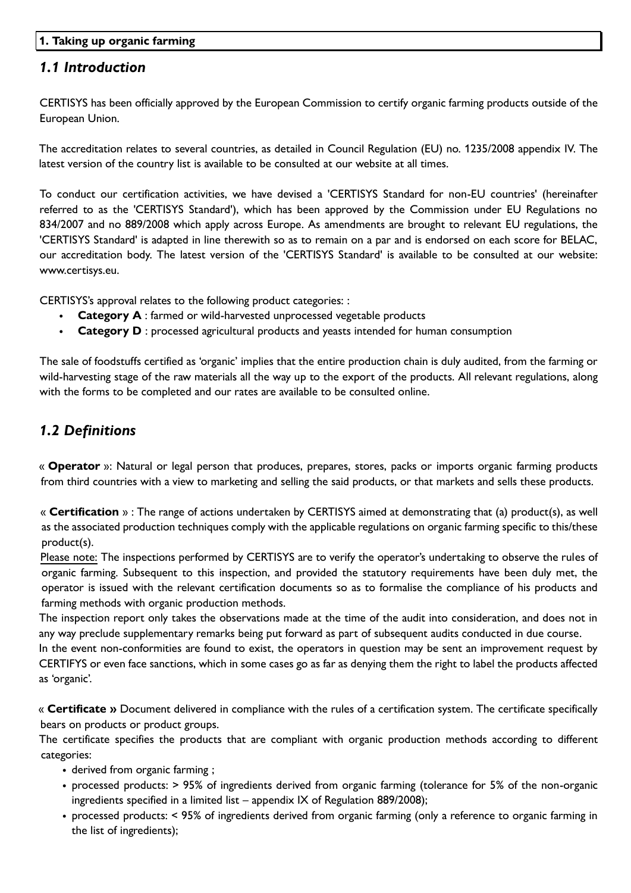## 1. Taking up organic farming

### *1.1 Introduction*

CERTISYS has been officially approved by the European Commission to certify organic farming products outside of the European Union.

The accreditation relates to several countries, as detailed in Council Regulation (EU) no. 1235/2008 appendix IV. The latest version of the country list is available to be consulted at our website at all times.

To conduct our certification activities, we have devised a 'CERTISYS Standard for non-EU countries' (hereinafter referred to as the 'CERTISYS Standard'), which has been approved by the Commission under EU Regulations no 834/2007 and no 889/2008 which apply across Europe. As amendments are brought to relevant EU regulations, the 'CERTISYS Standard' is adapted in line therewith so as to remain on a par and is endorsed on each score for BELAC, our accreditation body. The latest version of the 'CERTISYS Standard' is available to be consulted at our website: www.certisys.eu.

CERTISYS's approval relates to the following product categories: :

- **Category A** : farmed or wild-harvested unprocessed vegetable products
- **Category D** : processed agricultural products and yeasts intended for human consumption

The sale of foodstuffs certified as 'organic' implies that the entire production chain is duly audited, from the farming or wild-harvesting stage of the raw materials all the way up to the export of the products. All relevant regulations, along with the forms to be completed and our rates are available to be consulted online.

### *1.2 Definitions*

« **Operator** »: Natural or legal person that produces, prepares, stores, packs or imports organic farming products from third countries with a view to marketing and selling the said products, or that markets and sells these products.

« **Certification** » : The range of actions undertaken by CERTISYS aimed at demonstrating that (a) product(s), as well as the associated production techniques comply with the applicable regulations on organic farming specific to this/these product(s).

Please note: The inspections performed by CERTISYS are to verify the operator's undertaking to observe the rules of organic farming. Subsequent to this inspection, and provided the statutory requirements have been duly met, the operator is issued with the relevant certification documents so as to formalise the compliance of his products and farming methods with organic production methods.

The inspection report only takes the observations made at the time of the audit into consideration, and does not in any way preclude supplementary remarks being put forward as part of subsequent audits conducted in due course.

In the event non-conformities are found to exist, the operators in question may be sent an improvement request by CERTIFYS or even face sanctions, which in some cases go as far as denying them the right to label the products affected as 'organic'.

« **Certificate »** Document delivered in compliance with the rules of a certification system. The certificate specifically bears on products or product groups.

The certificate specifies the products that are compliant with organic production methods according to different categories:

- derived from organic farming ;
- processed products: > 95% of ingredients derived from organic farming (tolerance for 5% of the non-organic ingredients specified in a limited list – appendix IX of Regulation 889/2008);
- processed products: < 95% of ingredients derived from organic farming (only a reference to organic farming in the list of ingredients);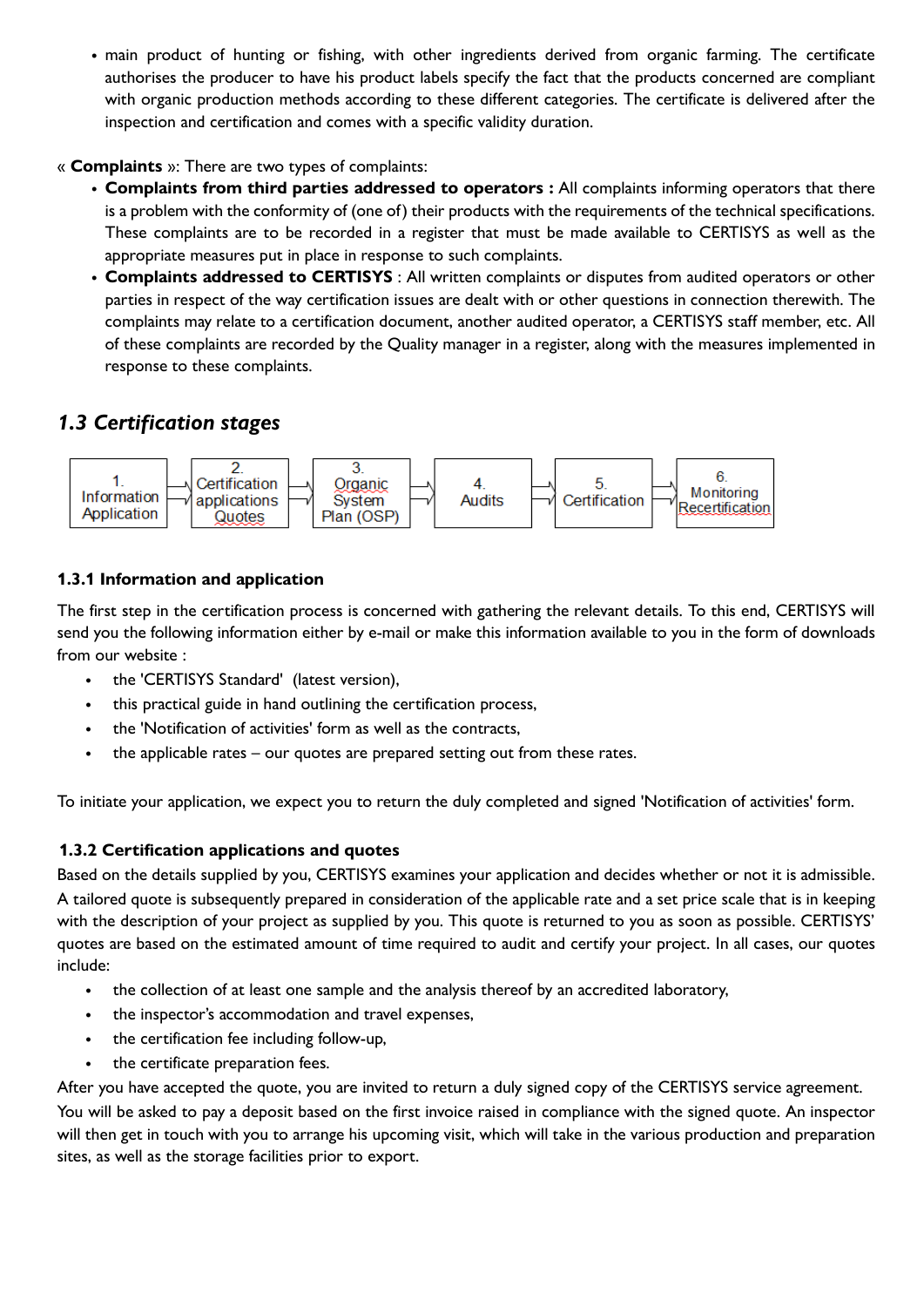- main product of hunting or fishing, with other ingredients derived from organic farming. The certificate authorises the producer to have his product labels specify the fact that the products concerned are compliant with organic production methods according to these different categories. The certificate is delivered after the inspection and certification and comes with a specific validity duration.

« **Complaints** »: There are two types of complaints:

- **Complaints from third parties addressed to operators :** All complaints informing operators that there is a problem with the conformity of (one of) their products with the requirements of the technical specifications. These complaints are to be recorded in a register that must be made available to CERTISYS as well as the appropriate measures put in place in response to such complaints.
- **Complaints addressed to CERTISYS** : All written complaints or disputes from audited operators or other parties in respect of the way certification issues are dealt with or other questions in connection therewith. The complaints may relate to a certification document, another audited operator, a CERTISYS staff member, etc. All of these complaints are recorded by the Quality manager in a register, along with the measures implemented in response to these complaints.

## *1.3 Certification stages*

1. Information Application → 2. Certification applications Quotes → 3. Organic System Plan (OSP) → 4. Audits → 5. Certification → 6. Monitoring Recertification

### 1.3.1 Information and application

The first step in the certification process is concerned with gathering the relevant details. To this end, CERTISYS will send you the following information either by e-mail or make this information available to you in the form of downloads from our website :

- the 'CERTISYS Standard' (latest version),
- this practical guide in hand outlining the certification process,
- the 'Notification of activities' form as well as the contracts,
- the applicable rates – our quotes are prepared setting out from these rates.

To initiate your application, we expect you to return the duly completed and signed 'Notification of activities' form.

### 1.3.2 Certification applications and quotes

Based on the details supplied by you, CERTISYS examines your application and decides whether or not it is admissible. A tailored quote is subsequently prepared in consideration of the applicable rate and a set price scale that is in keeping with the description of your project as supplied by you. This quote is returned to you as soon as possible. CERTISYS' quotes are based on the estimated amount of time required to audit and certify your project. In all cases, our quotes include:

- the collection of at least one sample and the analysis thereof by an accredited laboratory,
- the inspector's accommodation and travel expenses,
- the certification fee including follow-up,
- the certificate preparation fees.

After you have accepted the quote, you are invited to return a duly signed copy of the CERTISYS service agreement. You will be asked to pay a deposit based on the first invoice raised in compliance with the signed quote. An inspector will then get in touch with you to arrange his upcoming visit, which will take in the various production and preparation sites, as well as the storage facilities prior to export.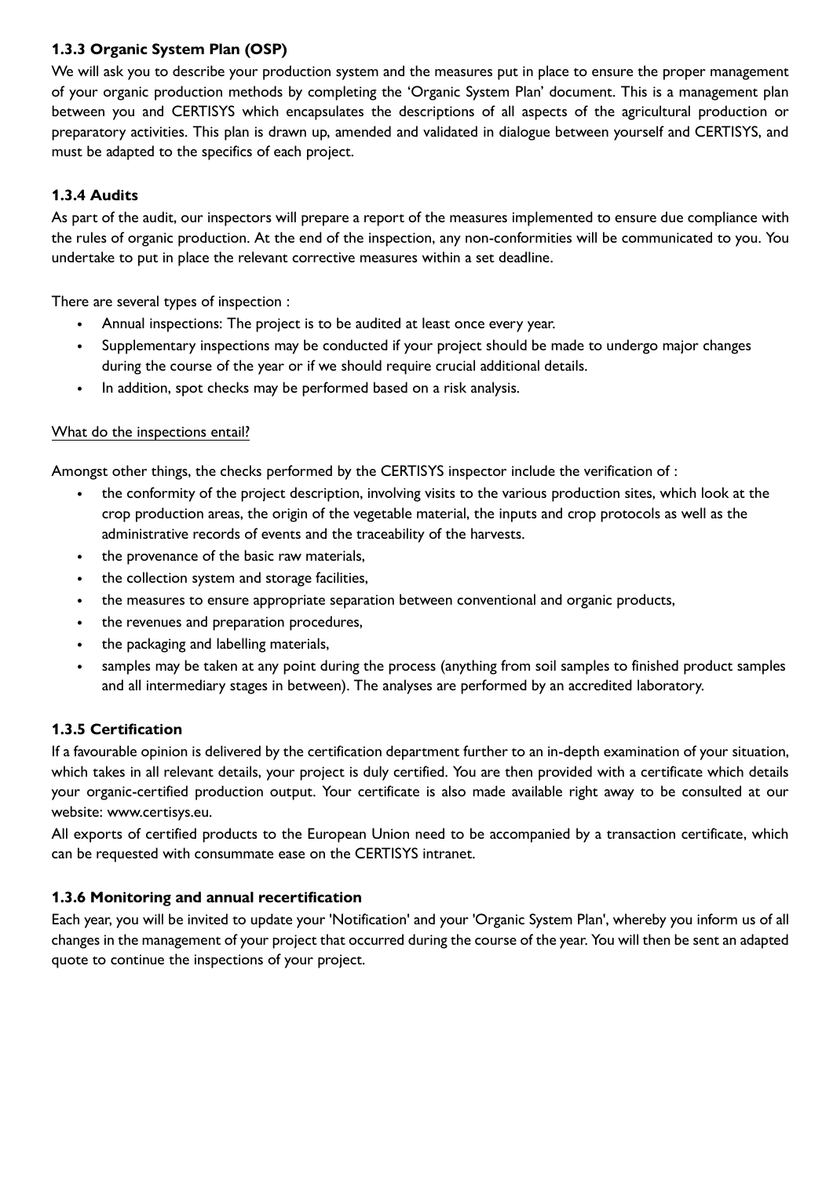### 1.3.3 Organic System Plan (OSP)

We will ask you to describe your production system and the measures put in place to ensure the proper management of your organic production methods by completing the 'Organic System Plan' document. This is a management plan between you and CERTISYS which encapsulates the descriptions of all aspects of the agricultural production or preparatory activities. This plan is drawn up, amended and validated in dialogue between yourself and CERTISYS, and must be adapted to the specifics of each project.

### 1.3.4 Audits

As part of the audit, our inspectors will prepare a report of the measures implemented to ensure due compliance with the rules of organic production. At the end of the inspection, any non-conformities will be communicated to you. You undertake to put in place the relevant corrective measures within a set deadline.

There are several types of inspection :

- Annual inspections: The project is to be audited at least once every year.
- Supplementary inspections may be conducted if your project should be made to undergo major changes during the course of the year or if we should require crucial additional details.
- In addition, spot checks may be performed based on a risk analysis.

What do the inspections entail?

Amongst other things, the checks performed by the CERTISYS inspector include the verification of :

- the conformity of the project description, involving visits to the various production sites, which look at the crop production areas, the origin of the vegetable material, the inputs and crop protocols as well as the administrative records of events and the traceability of the harvests.
- the provenance of the basic raw materials,
- the collection system and storage facilities,
- the measures to ensure appropriate separation between conventional and organic products,
- the revenues and preparation procedures,
- the packaging and labelling materials,
- samples may be taken at any point during the process (anything from soil samples to finished product samples and all intermediary stages in between). The analyses are performed by an accredited laboratory.

### 1.3.5 Certification

If a favourable opinion is delivered by the certification department further to an in-depth examination of your situation, which takes in all relevant details, your project is duly certified. You are then provided with a certificate which details your organic-certified production output. Your certificate is also made available right away to be consulted at our website: www.certisys.eu.

All exports of certified products to the European Union need to be accompanied by a transaction certificate, which can be requested with consummate ease on the CERTISYS intranet.

### 1.3.6 Monitoring and annual recertification

Each year, you will be invited to update your 'Notification' and your 'Organic System Plan', whereby you inform us of all changes in the management of your project that occurred during the course of the year. You will then be sent an adapted quote to continue the inspections of your project.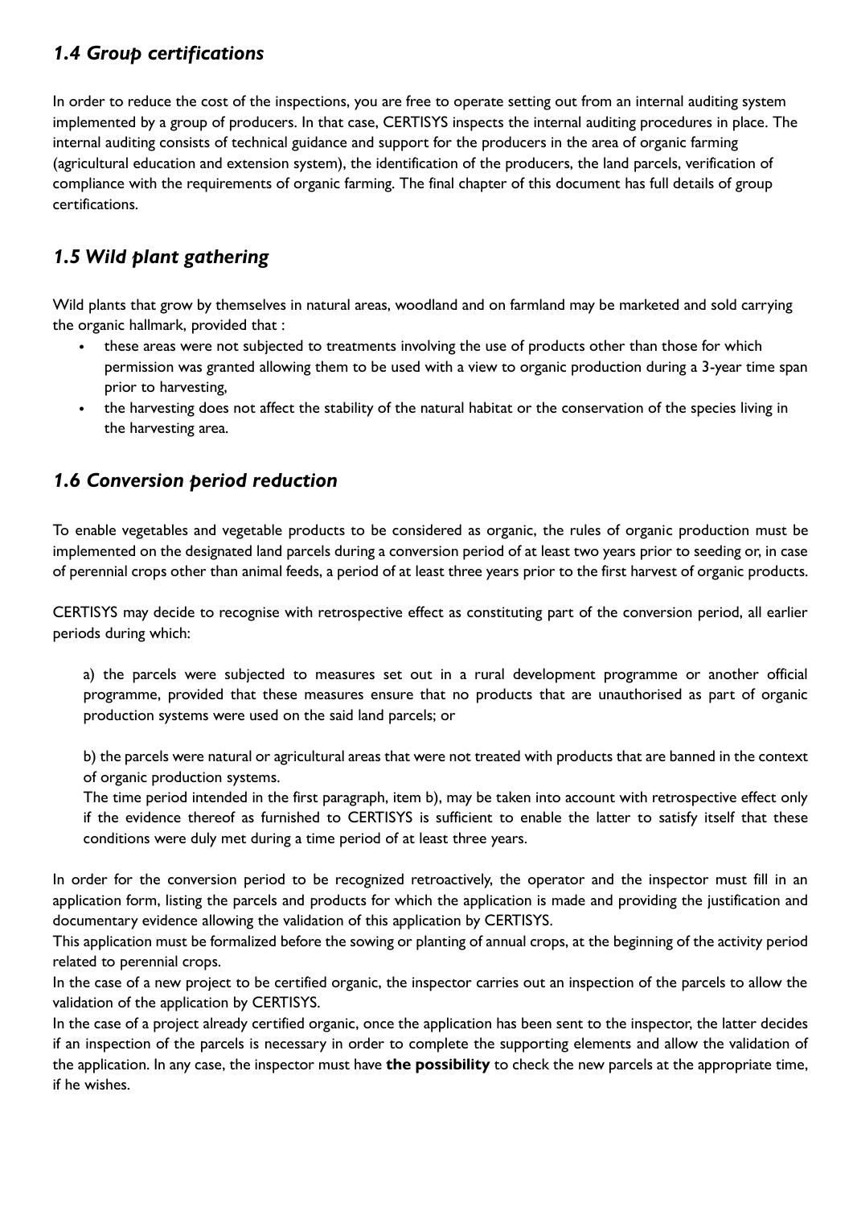### *1.4 Group certifications*

In order to reduce the cost of the inspections, you are free to operate setting out from an internal auditing system implemented by a group of producers. In that case, CERTISYS inspects the internal auditing procedures in place. The internal auditing consists of technical guidance and support for the producers in the area of organic farming (agricultural education and extension system), the identification of the producers, the land parcels, verification of compliance with the requirements of organic farming. The final chapter of this document has full details of group certifications.

### *1.5 Wild plant gathering*

Wild plants that grow by themselves in natural areas, woodland and on farmland may be marketed and sold carrying the organic hallmark, provided that :

- these areas were not subjected to treatments involving the use of products other than those for which permission was granted allowing them to be used with a view to organic production during a 3-year time span prior to harvesting,
- the harvesting does not affect the stability of the natural habitat or the conservation of the species living in the harvesting area.

### *1.6 Conversion period reduction*

To enable vegetables and vegetable products to be considered as organic, the rules of organic production must be implemented on the designated land parcels during a conversion period of at least two years prior to seeding or, in case of perennial crops other than animal feeds, a period of at least three years prior to the first harvest of organic products.

CERTISYS may decide to recognise with retrospective effect as constituting part of the conversion period, all earlier periods during which:

a) the parcels were subjected to measures set out in a rural development programme or another official programme, provided that these measures ensure that no products that are unauthorised as part of organic production systems were used on the said land parcels; or

b) the parcels were natural or agricultural areas that were not treated with products that are banned in the context of organic production systems.

The time period intended in the first paragraph, item b), may be taken into account with retrospective effect only if the evidence thereof as furnished to CERTISYS is sufficient to enable the latter to satisfy itself that these conditions were duly met during a time period of at least three years.

In order for the conversion period to be recognized retroactively, the operator and the inspector must fill in an application form, listing the parcels and products for which the application is made and providing the justification and documentary evidence allowing the validation of this application by CERTISYS.

This application must be formalized before the sowing or planting of annual crops, at the beginning of the activity period related to perennial crops.

In the case of a new project to be certified organic, the inspector carries out an inspection of the parcels to allow the validation of the application by CERTISYS.

In the case of a project already certified organic, once the application has been sent to the inspector, the latter decides if an inspection of the parcels is necessary in order to complete the supporting elements and allow the validation of the application. In any case, the inspector must have **the possibility** to check the new parcels at the appropriate time, if he wishes.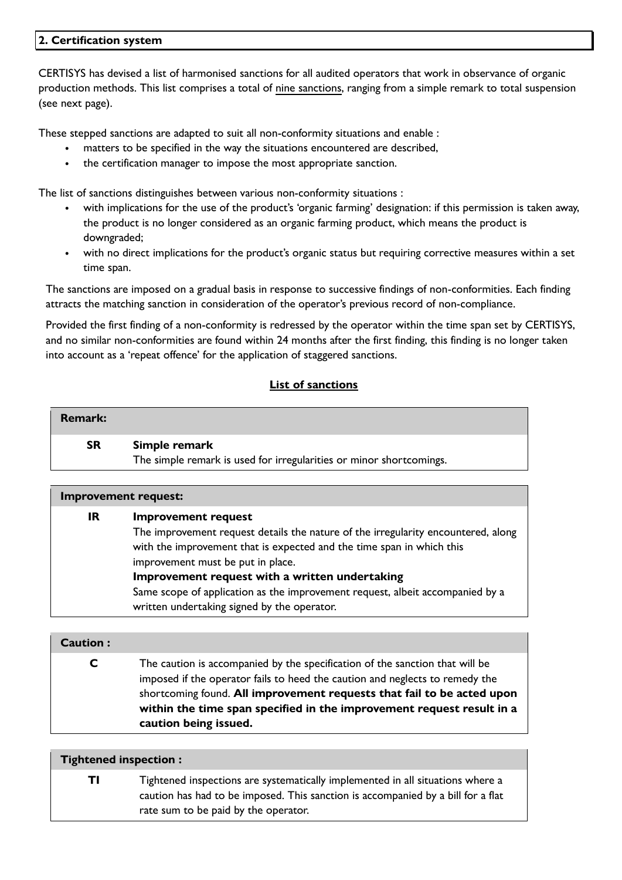## 2. Certification system

CERTISYS has devised a list of harmonised sanctions for all audited operators that work in observance of organic production methods. This list comprises a total of nine sanctions, ranging from a simple remark to total suspension (see next page).

These stepped sanctions are adapted to suit all non-conformity situations and enable :

- matters to be specified in the way the situations encountered are described,
- the certification manager to impose the most appropriate sanction.

The list of sanctions distinguishes between various non-conformity situations :

- with implications for the use of the product's 'organic farming' designation: if this permission is taken away, the product is no longer considered as an organic farming product, which means the product is downgraded;
- with no direct implications for the product's organic status but requiring corrective measures within a set time span.

The sanctions are imposed on a gradual basis in response to successive findings of non-conformities. Each finding attracts the matching sanction in consideration of the operator's previous record of non-compliance.

Provided the first finding of a non-conformity is redressed by the operator within the time span set by CERTISYS, and no similar non-conformities are found within 24 months after the first finding, this finding is no longer taken into account as a 'repeat offence' for the application of staggered sanctions.

### List of sanctions

| **Remark:** | |
|---|---|
| **SR** | **Simple remark**<br>The simple remark is used for irregularities or minor shortcomings. |

| **Improvement request:** | |
|---|---|
| **IR** | **Improvement request**<br>The improvement request details the nature of the irregularity encountered, along with the improvement that is expected and the time span in which this improvement must be put in place.<br>**Improvement request with a written undertaking**<br>Same scope of application as the improvement request, albeit accompanied by a written undertaking signed by the operator. |

| **Caution :** | |
|---|---|
| **C** | The caution is accompanied by the specification of the sanction that will be imposed if the operator fails to heed the caution and neglects to remedy the shortcoming found. **All improvement requests that fail to be acted upon within the time span specified in the improvement request result in a caution being issued.** |

| **Tightened inspection :** | |
|---|---|
| **TI** | Tightened inspections are systematically implemented in all situations where a caution has had to be imposed. This sanction is accompanied by a bill for a flat rate sum to be paid by the operator. |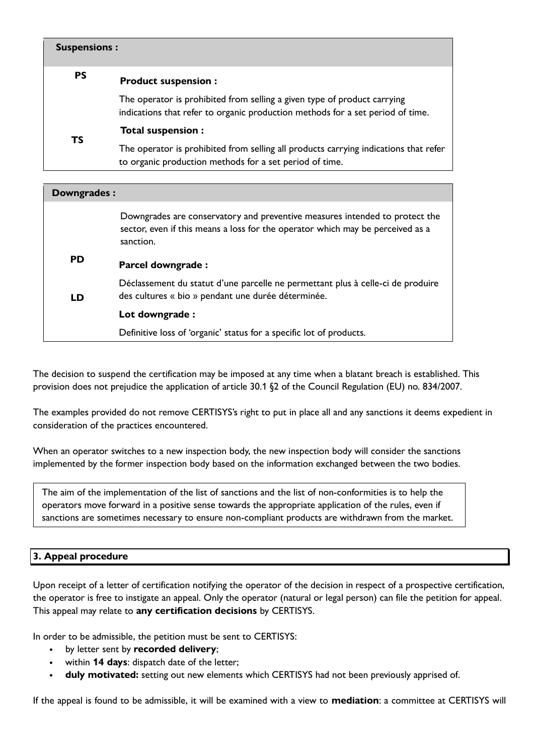| Suspensions : | |
|---|---|
| PS | **Product suspension :**<br>The operator is prohibited from selling a given type of product carrying indications that refer to organic production methods for a set period of time. |
| TS | **Total suspension :**<br>The operator is prohibited from selling all products carrying indications that refer to organic production methods for a set period of time. |

| Downgrades : | |
|---|---|
| | Downgrades are conservatory and preventive measures intended to protect the sector, even if this means a loss for the operator which may be perceived as a sanction. |
| PD | **Parcel downgrade :**<br>Déclassement du statut d'une parcelle ne permettant plus à celle-ci de produire des cultures « bio » pendant une durée déterminée. |
| LD | **Lot downgrade :**<br>Definitive loss of 'organic' status for a specific lot of products. |

The decision to suspend the certification may be imposed at any time when a blatant breach is established. This provision does not prejudice the application of article 30.1 §2 of the Council Regulation (EU) no. 834/2007.

The examples provided do not remove CERTISYS's right to put in place all and any sanctions it deems expedient in consideration of the practices encountered.

When an operator switches to a new inspection body, the new inspection body will consider the sanctions implemented by the former inspection body based on the information exchanged between the two bodies.

The aim of the implementation of the list of sanctions and the list of non-conformities is to help the operators move forward in a positive sense towards the appropriate application of the rules, even if sanctions are sometimes necessary to ensure non-compliant products are withdrawn from the market.

## 3. Appeal procedure

Upon receipt of a letter of certification notifying the operator of the decision in respect of a prospective certification, the operator is free to instigate an appeal. Only the operator (natural or legal person) can file the petition for appeal. This appeal may relate to **any certification decisions** by CERTISYS.

In order to be admissible, the petition must be sent to CERTISYS:

- by letter sent by **recorded delivery**;
- within **14 days**: dispatch date of the letter;
- **duly motivated:** setting out new elements which CERTISYS had not been previously apprised of.

If the appeal is found to be admissible, it will be examined with a view to **mediation**: a committee at CERTISYS will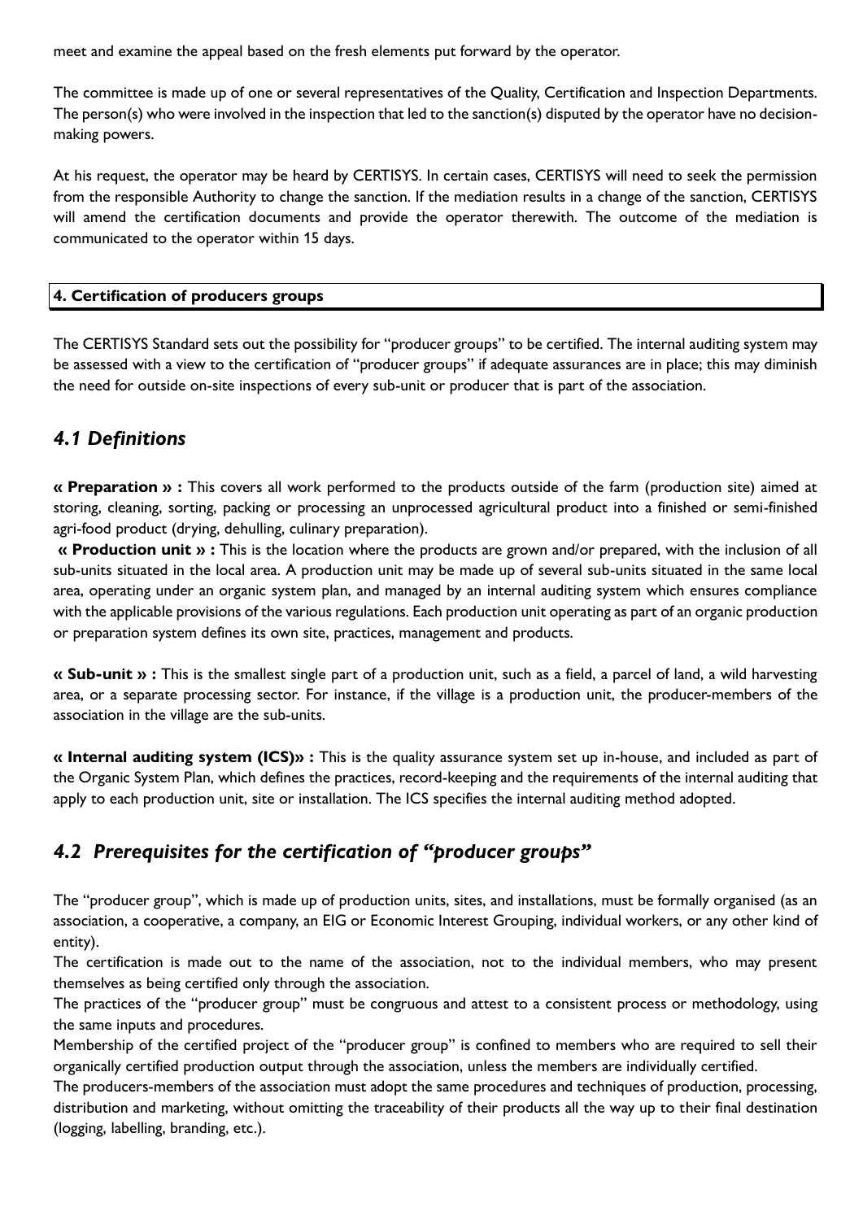meet and examine the appeal based on the fresh elements put forward by the operator.

The committee is made up of one or several representatives of the Quality, Certification and Inspection Departments. The person(s) who were involved in the inspection that led to the sanction(s) disputed by the operator have no decision-making powers.

At his request, the operator may be heard by CERTISYS. In certain cases, CERTISYS will need to seek the permission from the responsible Authority to change the sanction. If the mediation results in a change of the sanction, CERTISYS will amend the certification documents and provide the operator therewith. The outcome of the mediation is communicated to the operator within 15 days.

## 4. Certification of producers groups

The CERTISYS Standard sets out the possibility for "producer groups" to be certified. The internal auditing system may be assessed with a view to the certification of "producer groups" if adequate assurances are in place; this may diminish the need for outside on-site inspections of every sub-unit or producer that is part of the association.

### *4.1 Definitions*

**« Preparation » :** This covers all work performed to the products outside of the farm (production site) aimed at storing, cleaning, sorting, packing or processing an unprocessed agricultural product into a finished or semi-finished agri-food product (drying, dehulling, culinary preparation).

**« Production unit » :** This is the location where the products are grown and/or prepared, with the inclusion of all sub-units situated in the local area. A production unit may be made up of several sub-units situated in the same local area, operating under an organic system plan, and managed by an internal auditing system which ensures compliance with the applicable provisions of the various regulations. Each production unit operating as part of an organic production or preparation system defines its own site, practices, management and products.

**« Sub-unit » :** This is the smallest single part of a production unit, such as a field, a parcel of land, a wild harvesting area, or a separate processing sector. For instance, if the village is a production unit, the producer-members of the association in the village are the sub-units.

**« Internal auditing system (ICS)» :** This is the quality assurance system set up in-house, and included as part of the Organic System Plan, which defines the practices, record-keeping and the requirements of the internal auditing that apply to each production unit, site or installation. The ICS specifies the internal auditing method adopted.

### *4.2 Prerequisites for the certification of "producer groups"*

The "producer group", which is made up of production units, sites, and installations, must be formally organised (as an association, a cooperative, a company, an EIG or Economic Interest Grouping, individual workers, or any other kind of entity).

The certification is made out to the name of the association, not to the individual members, who may present themselves as being certified only through the association.

The practices of the "producer group" must be congruous and attest to a consistent process or methodology, using the same inputs and procedures.

Membership of the certified project of the "producer group" is confined to members who are required to sell their organically certified production output through the association, unless the members are individually certified.

The producers-members of the association must adopt the same procedures and techniques of production, processing, distribution and marketing, without omitting the traceability of their products all the way up to their final destination (logging, labelling, branding, etc.).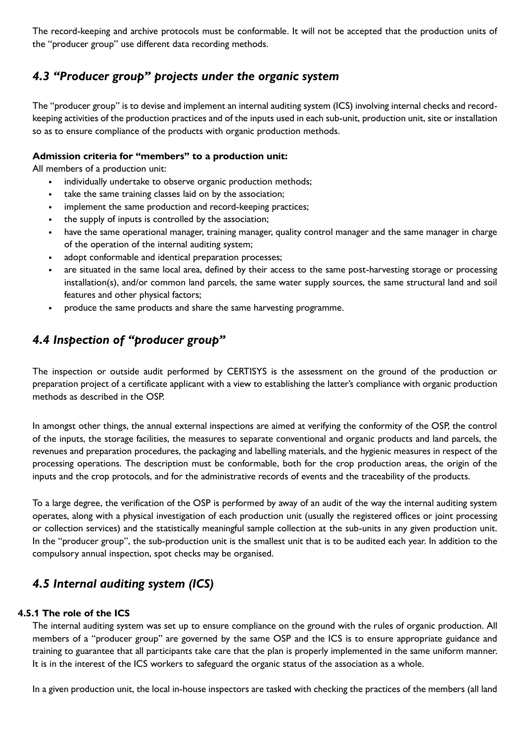The record-keeping and archive protocols must be conformable. It will not be accepted that the production units of the "producer group" use different data recording methods.

## *4.3 "Producer group" projects under the organic system*

The "producer group" is to devise and implement an internal auditing system (ICS) involving internal checks and record-keeping activities of the production practices and of the inputs used in each sub-unit, production unit, site or installation so as to ensure compliance of the products with organic production methods.

**Admission criteria for "members" to a production unit:**

All members of a production unit:

- individually undertake to observe organic production methods;
- take the same training classes laid on by the association;
- implement the same production and record-keeping practices;
- the supply of inputs is controlled by the association;
- have the same operational manager, training manager, quality control manager and the same manager in charge of the operation of the internal auditing system;
- adopt conformable and identical preparation processes;
- are situated in the same local area, defined by their access to the same post-harvesting storage or processing installation(s), and/or common land parcels, the same water supply sources, the same structural land and soil features and other physical factors;
- produce the same products and share the same harvesting programme.

## *4.4 Inspection of "producer group"*

The inspection or outside audit performed by CERTISYS is the assessment on the ground of the production or preparation project of a certificate applicant with a view to establishing the latter's compliance with organic production methods as described in the OSP.

In amongst other things, the annual external inspections are aimed at verifying the conformity of the OSP, the control of the inputs, the storage facilities, the measures to separate conventional and organic products and land parcels, the revenues and preparation procedures, the packaging and labelling materials, and the hygienic measures in respect of the processing operations. The description must be conformable, both for the crop production areas, the origin of the inputs and the crop protocols, and for the administrative records of events and the traceability of the products.

To a large degree, the verification of the OSP is performed by away of an audit of the way the internal auditing system operates, along with a physical investigation of each production unit (usually the registered offices or joint processing or collection services) and the statistically meaningful sample collection at the sub-units in any given production unit. In the "producer group", the sub-production unit is the smallest unit that is to be audited each year. In addition to the compulsory annual inspection, spot checks may be organised.

## *4.5 Internal auditing system (ICS)*

### 4.5.1 The role of the ICS

The internal auditing system was set up to ensure compliance on the ground with the rules of organic production. All members of a "producer group" are governed by the same OSP and the ICS is to ensure appropriate guidance and training to guarantee that all participants take care that the plan is properly implemented in the same uniform manner. It is in the interest of the ICS workers to safeguard the organic status of the association as a whole.

In a given production unit, the local in-house inspectors are tasked with checking the practices of the members (all land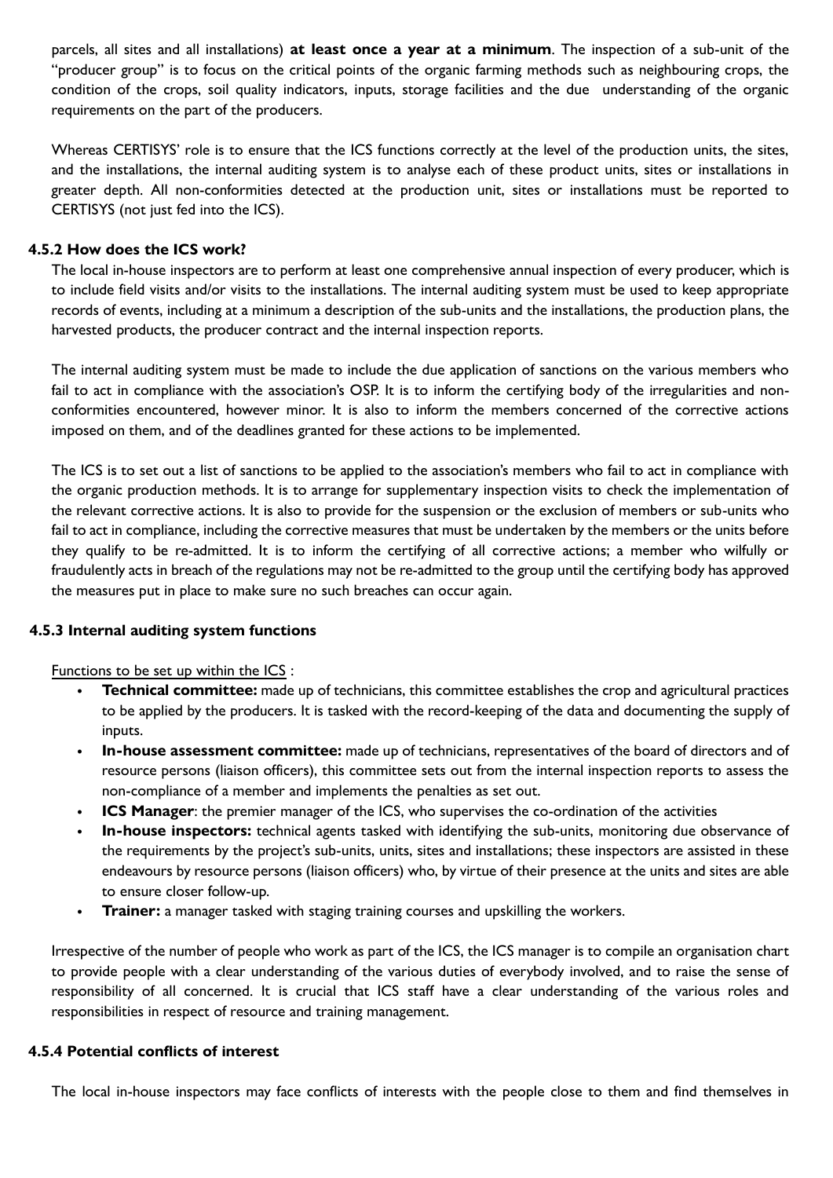parcels, all sites and all installations) **at least once a year at a minimum**. The inspection of a sub-unit of the "producer group" is to focus on the critical points of the organic farming methods such as neighbouring crops, the condition of the crops, soil quality indicators, inputs, storage facilities and the due understanding of the organic requirements on the part of the producers.

Whereas CERTISYS' role is to ensure that the ICS functions correctly at the level of the production units, the sites, and the installations, the internal auditing system is to analyse each of these product units, sites or installations in greater depth. All non-conformities detected at the production unit, sites or installations must be reported to CERTISYS (not just fed into the ICS).

### 4.5.2 How does the ICS work?

The local in-house inspectors are to perform at least one comprehensive annual inspection of every producer, which is to include field visits and/or visits to the installations. The internal auditing system must be used to keep appropriate records of events, including at a minimum a description of the sub-units and the installations, the production plans, the harvested products, the producer contract and the internal inspection reports.

The internal auditing system must be made to include the due application of sanctions on the various members who fail to act in compliance with the association's OSP. It is to inform the certifying body of the irregularities and non-conformities encountered, however minor. It is also to inform the members concerned of the corrective actions imposed on them, and of the deadlines granted for these actions to be implemented.

The ICS is to set out a list of sanctions to be applied to the association's members who fail to act in compliance with the organic production methods. It is to arrange for supplementary inspection visits to check the implementation of the relevant corrective actions. It is also to provide for the suspension or the exclusion of members or sub-units who fail to act in compliance, including the corrective measures that must be undertaken by the members or the units before they qualify to be re-admitted. It is to inform the certifying of all corrective actions; a member who wilfully or fraudulently acts in breach of the regulations may not be re-admitted to the group until the certifying body has approved the measures put in place to make sure no such breaches can occur again.

### 4.5.3 Internal auditing system functions

Functions to be set up within the ICS :

- **Technical committee:** made up of technicians, this committee establishes the crop and agricultural practices to be applied by the producers. It is tasked with the record-keeping of the data and documenting the supply of inputs.
- **In-house assessment committee:** made up of technicians, representatives of the board of directors and of resource persons (liaison officers), this committee sets out from the internal inspection reports to assess the non-compliance of a member and implements the penalties as set out.
- **ICS Manager**: the premier manager of the ICS, who supervises the co-ordination of the activities
- **In-house inspectors:** technical agents tasked with identifying the sub-units, monitoring due observance of the requirements by the project's sub-units, units, sites and installations; these inspectors are assisted in these endeavours by resource persons (liaison officers) who, by virtue of their presence at the units and sites are able to ensure closer follow-up.
- **Trainer:** a manager tasked with staging training courses and upskilling the workers.

Irrespective of the number of people who work as part of the ICS, the ICS manager is to compile an organisation chart to provide people with a clear understanding of the various duties of everybody involved, and to raise the sense of responsibility of all concerned. It is crucial that ICS staff have a clear understanding of the various roles and responsibilities in respect of resource and training management.

### 4.5.4 Potential conflicts of interest

The local in-house inspectors may face conflicts of interests with the people close to them and find themselves in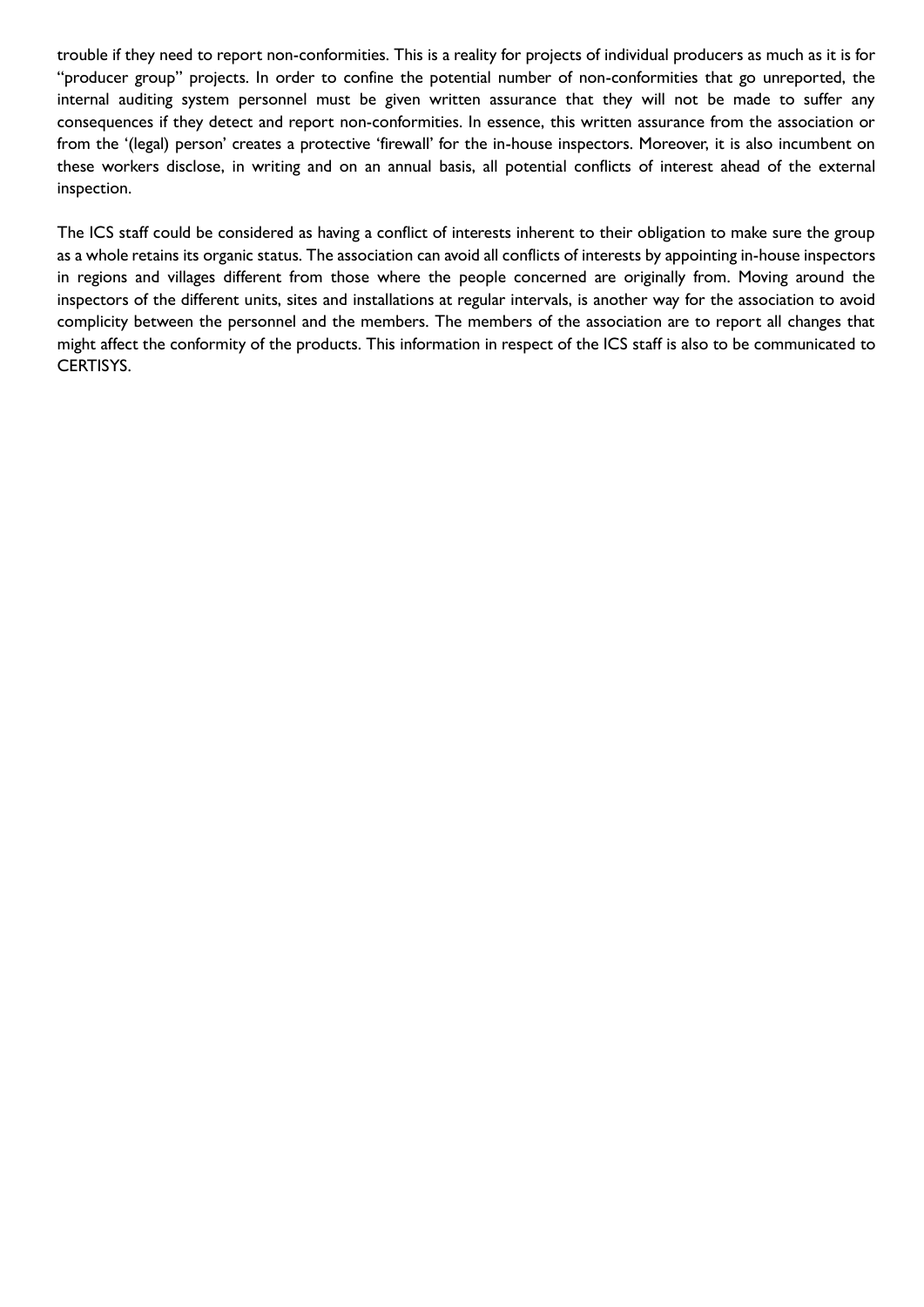trouble if they need to report non-conformities. This is a reality for projects of individual producers as much as it is for "producer group" projects. In order to confine the potential number of non-conformities that go unreported, the internal auditing system personnel must be given written assurance that they will not be made to suffer any consequences if they detect and report non-conformities. In essence, this written assurance from the association or from the '(legal) person' creates a protective 'firewall' for the in-house inspectors. Moreover, it is also incumbent on these workers disclose, in writing and on an annual basis, all potential conflicts of interest ahead of the external inspection.

The ICS staff could be considered as having a conflict of interests inherent to their obligation to make sure the group as a whole retains its organic status. The association can avoid all conflicts of interests by appointing in-house inspectors in regions and villages different from those where the people concerned are originally from. Moving around the inspectors of the different units, sites and installations at regular intervals, is another way for the association to avoid complicity between the personnel and the members. The members of the association are to report all changes that might affect the conformity of the products. This information in respect of the ICS staff is also to be communicated to CERTISYS.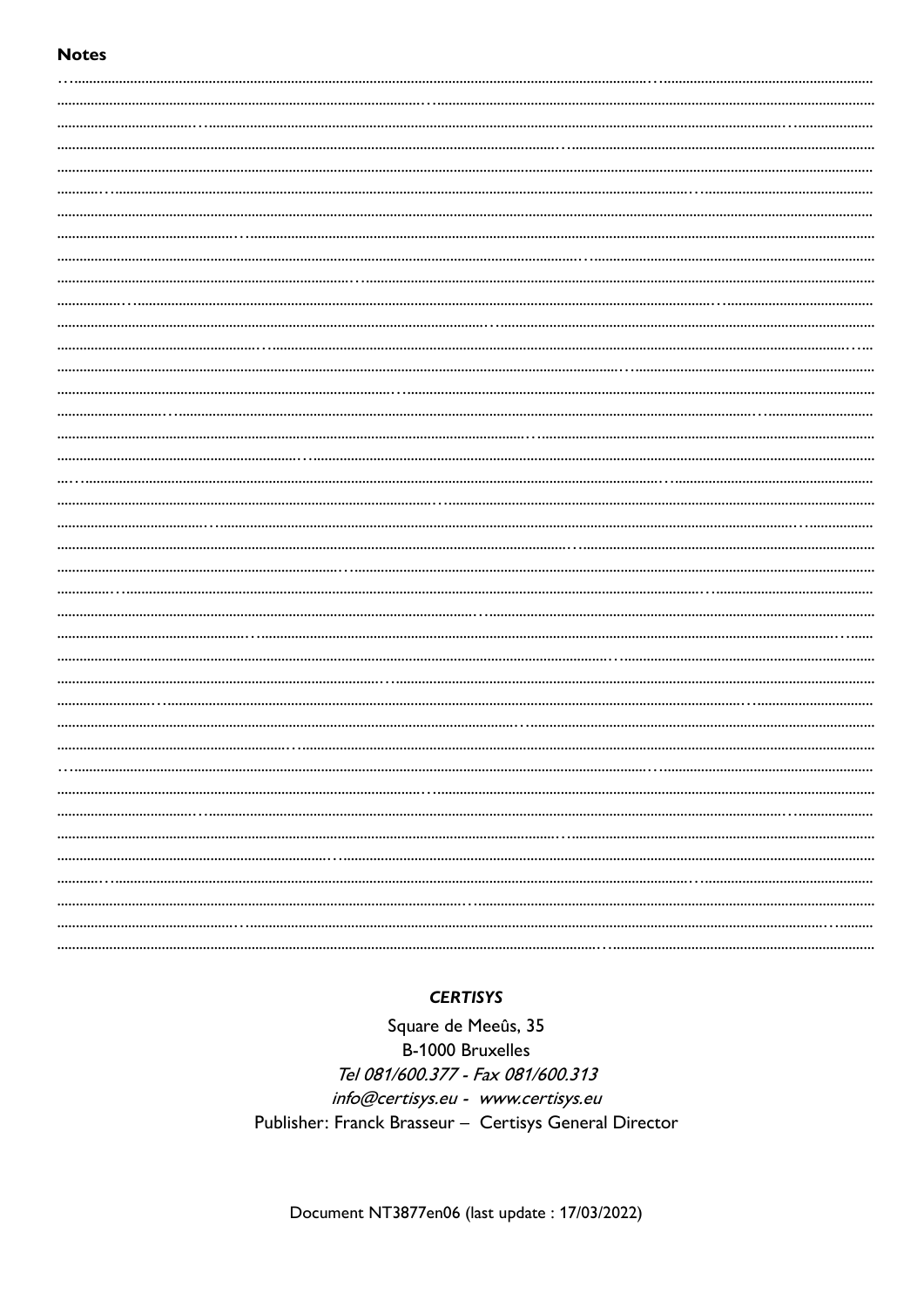**Notes**

***CERTISYS***

Square de Meeûs, 35
B-1000 Bruxelles
*Tel 081/600.377 - Fax 081/600.313*
*info@certisys.eu - www.certisys.eu*
Publisher: Franck Brasseur – Certisys General Director

Document NT3877en06 (last update : 17/03/2022)